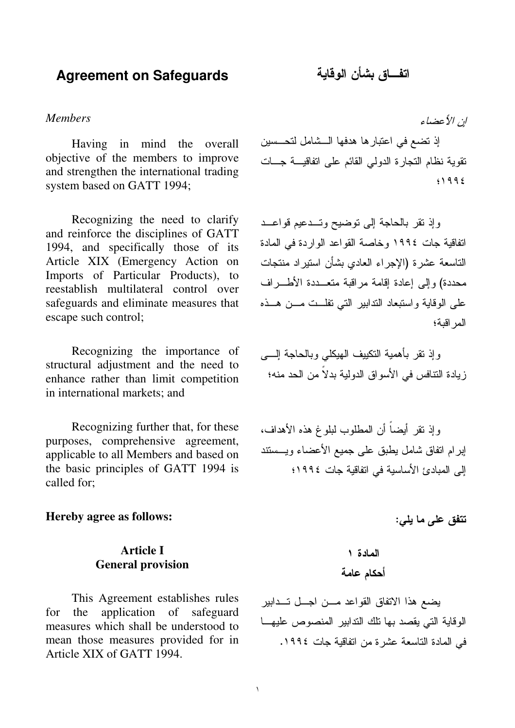# Agreement on Safeguards

*Members*

Having in mind the overall objective of the members to improve and strengthen the international trading system based on GATT 1994;

Recognizing the need to clarify and reinforce the disciplines of GATT 1994, and specifically those of its Article XIX (Emergency Action on Imports of Particular Products), to reestablish multilateral control over safeguards and eliminate measures that escape such control;

Recognizing the importance of structural adjustment and the need to enhance rather than limit competition in international markets; and

Recognizing further that, for these purposes, comprehensive agreement, applicable to all Members and based on the basic principles of GATT 1994 is called for;

**Hereby agree as follows:**

## Article I
## General provision

This Agreement establishes rules for the application of safeguard measures which shall be understood to mean those measures provided for in Article XIX of GATT 1994.

# اتفـاق بشأن الوقاية

*إن الأعضاء*

إذ تضع في اعتبارها هدفها الشامل لتحسين تقوية نظام التجارة الدولي القائم على اتفاقية جات ١٩٩٤؛

وإذ تقر بالحاجة إلى توضيح وتدعيم قواعد اتفاقية جات ١٩٩٤ وخاصة القواعد الواردة في المادة التاسعة عشرة (الإجراء العادي بشأن استيراد منتجات محددة) وإلى إعادة إقامة مراقبة متعددة الأطراف على الوقاية واستبعاد التدابير التي تفلت من هذه المراقبة؛

وإذ تقر بأهمية التكييف الهيكلي وبالحاجة إلى زيادة التنافس في الأسواق الدولية بدلاً من الحد منه؛

وإذ تقر أيضاً أن المطلوب لبلوغ هذه الأهداف، إبرام اتفاق شامل يطبق على جميع الأعضاء ويستند إلى المبادئ الأساسية في اتفاقية جات ١٩٩٤؛

**تتفق على ما يلي:**

## المادة ١
## أحكام عامة

يضع هذا الاتفاق القواعد من اجل تدابير الوقاية التي يقصد بها تلك التدابير المنصوص عليها في المادة التاسعة عشرة من اتفاقية جات ١٩٩٤.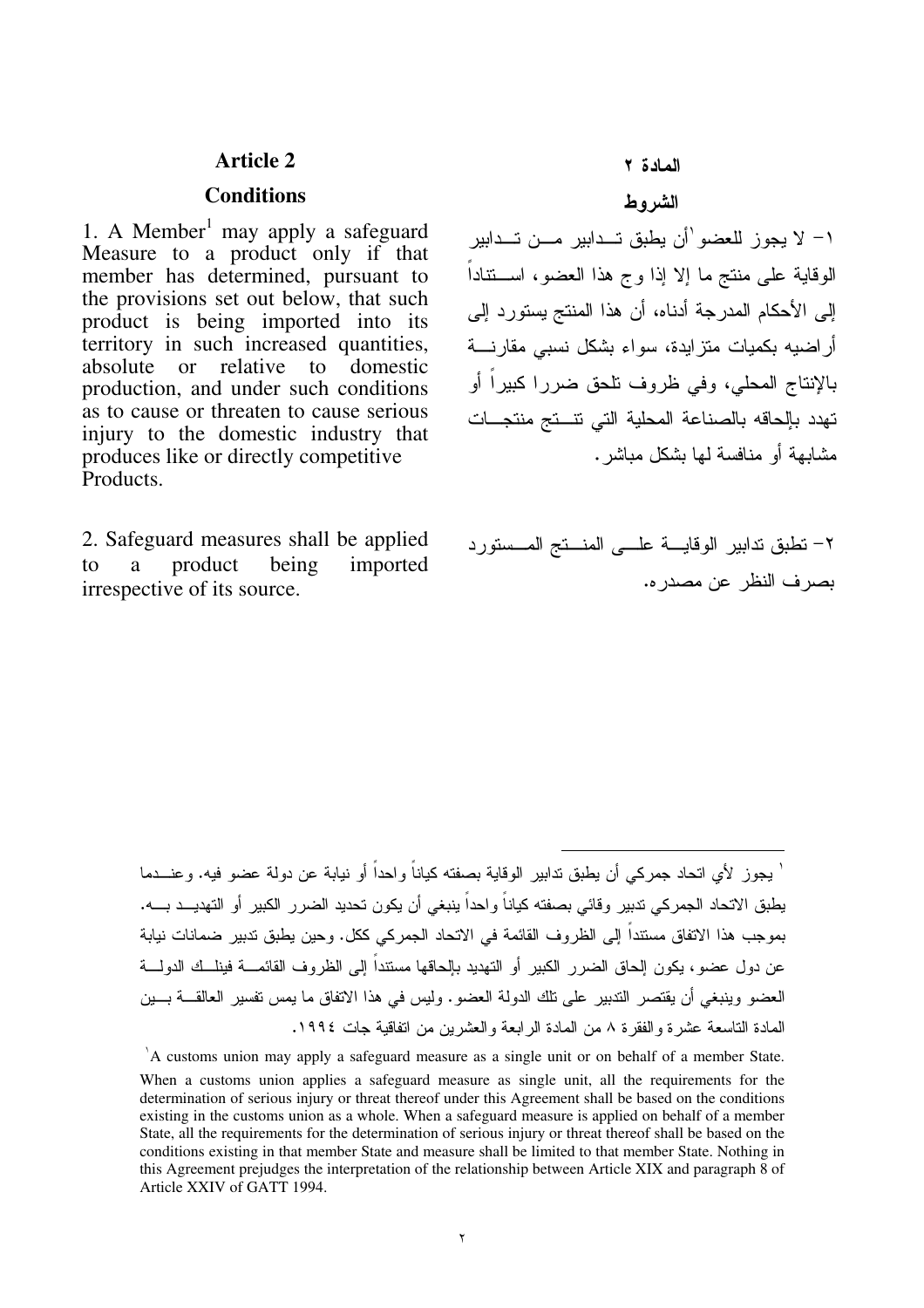## Article 2

### Conditions

1. A Member[1] may apply a safeguard Measure to a product only if that member has determined, pursuant to the provisions set out below, that such product is being imported into its territory in such increased quantities, absolute or relative to domestic production, and under such conditions as to cause or threaten to cause serious injury to the domestic industry that produces like or directly competitive Products.

2. Safeguard measures shall be applied to a product being imported irrespective of its source.

## المادة ٢

### الشروط

١- لا يجوز للعضو[١] أن يطبق تدابير من تدابير الوقاية على منتج ما إلا إذا وج هذا العضو، استناداً إلى الأحكام المدرجة أدناه، أن هذا المنتج يستورد إلى أراضيه بكميات متزايدة، سواء بشكل نسبي مقارنة بالإنتاج المحلي، وفي ظروف تلحق ضررا كبيراً أو تهدد بإلحاقه بالصناعة المحلية التي تنتج منتجات مشابهة أو منافسة لها بشكل مباشر.

٢- تطبق تدابير الوقاية على المنتج المستورد بصرف النظر عن مصدره.

---

[١] يجوز لأي اتحاد جمركي أن يطبق تدابير الوقاية بصفته كياناً واحداً أو نيابة عن دولة عضو فيه. وعندما يطبق الاتحاد الجمركي تدبير وقائي بصفته كياناً واحداً ينبغي أن يكون تحديد الضرر الكبير أو التهديد به. بموجب هذا الاتفاق مستنداً إلى الظروف القائمة في الاتحاد الجمركي ككل. وحين يطبق تدبير ضمانات نيابة عن دول عضو، يكون إلحاق الضرر الكبير أو التهديد بإلحاقها مستنداً إلى الظروف القائمة فيتلك الدولة العضو وينبغي أن يقتصر التدبير على تلك الدولة العضو. وليس في هذا الاتفاق ما يمس تفسير العالقة بين المادة التاسعة عشرة والفقرة ٨ من المادة الرابعة والعشرين من اتفاقية جات ١٩٩٤.

[1] A customs union may apply a safeguard measure as a single unit or on behalf of a member State. When a customs union applies a safeguard measure as single unit, all the requirements for the determination of serious injury or threat thereof under this Agreement shall be based on the conditions existing in the customs union as a whole. When a safeguard measure is applied on behalf of a member State, all the requirements for the determination of serious injury or threat thereof shall be based on the conditions existing in that member State and measure shall be limited to that member State. Nothing in this Agreement prejudges the interpretation of the relationship between Article XIX and paragraph 8 of Article XXIV of GATT 1994.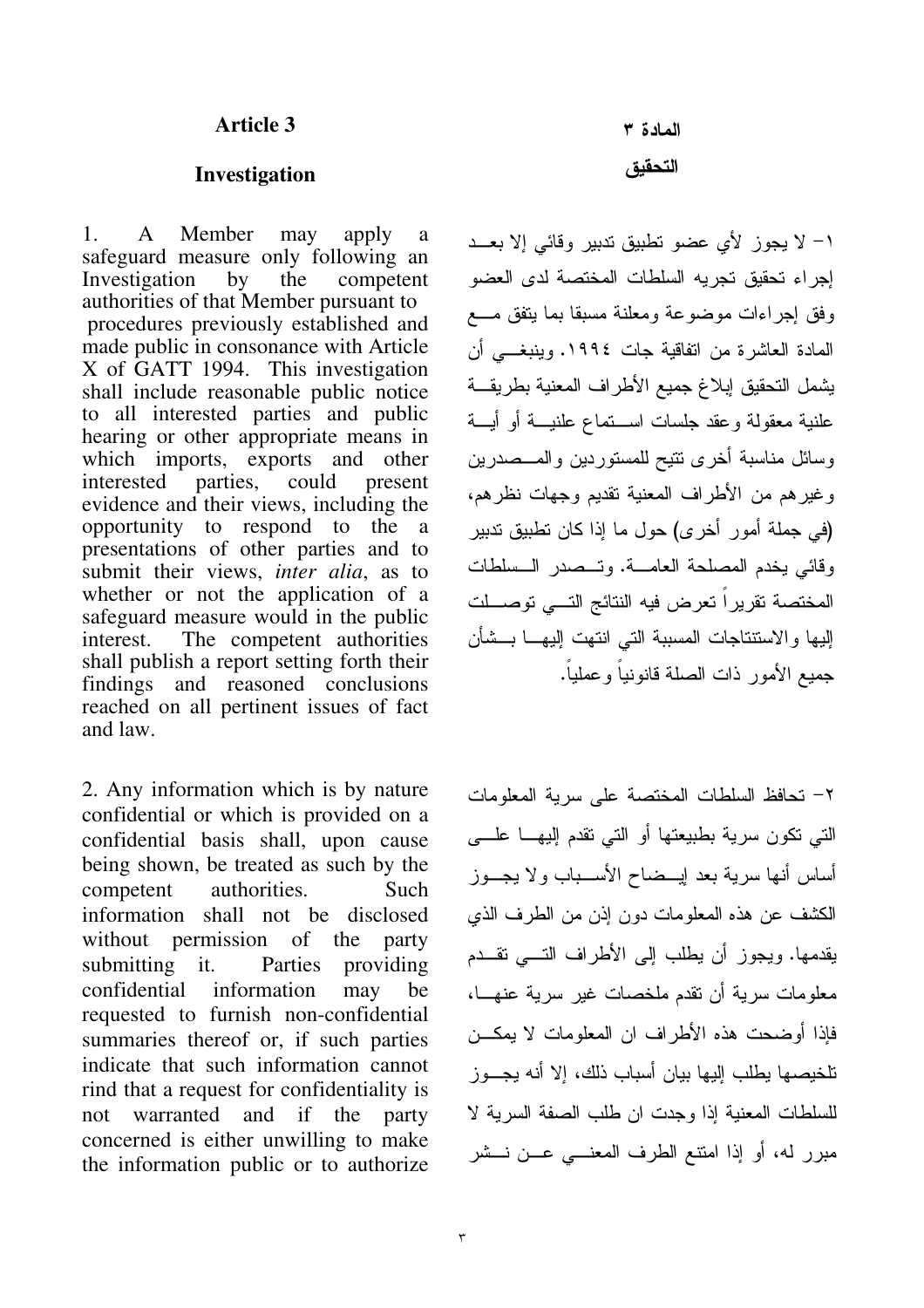## Article 3

### Investigation

1. A Member may apply a safeguard measure only following an Investigation by the competent authorities of that Member pursuant to procedures previously established and made public in consonance with Article X of GATT 1994. This investigation shall include reasonable public notice to all interested parties and public hearing or other appropriate means in which imports, exports and other interested parties, could present evidence and their views, including the opportunity to respond to the a presentations of other parties and to submit their views, *inter alia*, as to whether or not the application of a safeguard measure would in the public interest. The competent authorities shall publish a report setting forth their findings and reasoned conclusions reached on all pertinent issues of fact and law.

2. Any information which is by nature confidential or which is provided on a confidential basis shall, upon cause being shown, be treated as such by the competent authorities. Such information shall not be disclosed without permission of the party submitting it. Parties providing confidential information may be requested to furnish non-confidential summaries thereof or, if such parties indicate that such information cannot rind that a request for confidentiality is not warranted and if the party concerned is either unwilling to make the information public or to authorize

## المادة ٣

### التحقيق

١- لا يجوز لأي عضو تطبيق تدبير وقائي إلا بعد إجراء تحقيق تجريه السلطات المختصة لدى العضو وفق إجراءات موضوعة ومعلنة مسبقا بما يتفق مع المادة العاشرة من اتفاقية جات ١٩٩٤. وينبغي أن يشمل التحقيق إبلاغ جميع الأطراف المعنية بطريقة علنية معقولة وعقد جلسات استماع علنية أو أية وسائل مناسبة أخرى تتيح للمستوردين والمصدرين وغيرهم من الأطراف المعنية تقديم وجهات نظرهم، (في جملة أمور أخرى) حول ما إذا كان تطبيق تدبير وقائي يخدم المصلحة العامة. وتصدر السلطات المختصة تقريراً تعرض فيه النتائج التي توصلت إليها والاستنتاجات المسببة التي انتهت إليها بشأن جميع الأمور ذات الصلة قانونياً وعملياً.

٢- تحافظ السلطات المختصة على سرية المعلومات التي تكون سرية بطبيعتها أو التي تقدم إليها على أساس أنها سرية بعد إيضاح الأسباب ولا يجوز الكشف عن هذه المعلومات دون إذن من الطرف الذي يقدمها. ويجوز أن يطلب إلى الأطراف التي تقدم معلومات سرية أن تقدم ملخصات غير سرية عنها، فإذا أوضحت هذه الأطراف ان المعلومات لا يمكن تلخيصها يطلب إليها بيان أسباب ذلك، إلا أنه يجوز للسلطات المعنية إذا وجدت ان طلب الصفة السرية لا مبرر له، أو إذا امتنع الطرف المعني عن نشر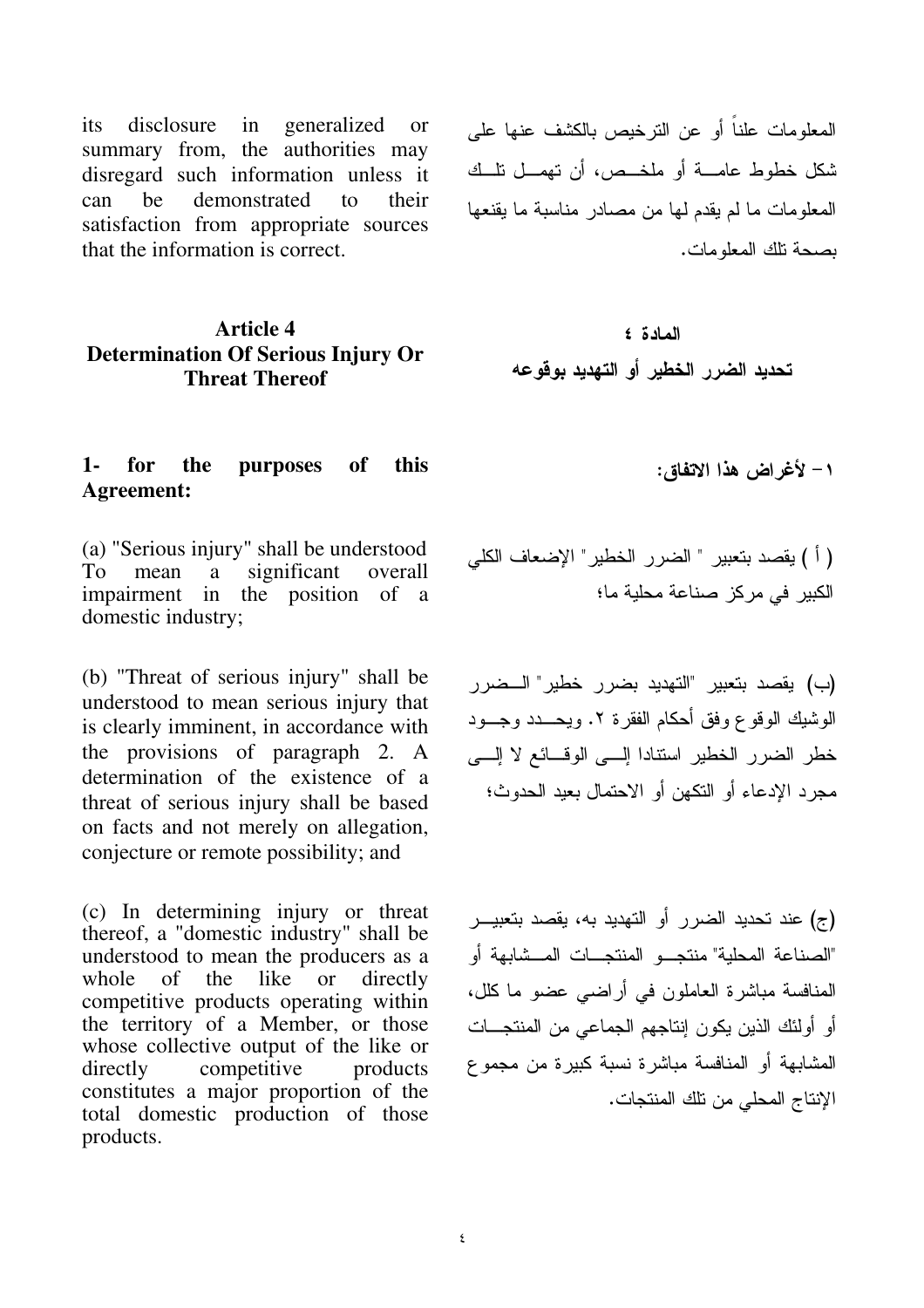its disclosure in generalized or summary from, the authorities may disregard such information unless it can be demonstrated to their satisfaction from appropriate sources that the information is correct.

المعلومات علناً أو عن الترخيص بالكشف عنها على شكل خطوط عامة أو ملخص، أن تهمل تلك المعلومات ما لم يقدم لها من مصادر مناسبة ما يقنعها بصحة تلك المعلومات.

## Article 4
## Determination Of Serious Injury Or Threat Thereof

## المادة ٤
## تحديد الضرر الخطير أو التهديد بوقوعه

**1- for the purposes of this Agreement:**

**١- لأغراض هذا الاتفاق:**

(a) "Serious injury" shall be understood To mean a significant overall impairment in the position of a domestic industry;

( أ ) يقصد بتعبير " الضرر الخطير" الإضعاف الكلي الكبير في مركز صناعة محلية ما؛

(b) "Threat of serious injury" shall be understood to mean serious injury that is clearly imminent, in accordance with the provisions of paragraph 2. A determination of the existence of a threat of serious injury shall be based on facts and not merely on allegation, conjecture or remote possibility; and

(ب) يقصد بتعبير "التهديد بضرر خطير" الضرر الوشيك الوقوع وفق أحكام الفقرة ٢. ويحدد وجود خطر الضرر الخطير استنادا إلى الوقائع لا إلى مجرد الإدعاء أو التكهن أو الاحتمال بعيد الحدوث؛

(c) In determining injury or threat thereof, a "domestic industry" shall be understood to mean the producers as a whole of the like or directly competitive products operating within the territory of a Member, or those whose collective output of the like or directly competitive products constitutes a major proportion of the total domestic production of those products.

(ج) عند تحديد الضرر أو التهديد به، يقصد بتعبير "الصناعة المحلية" منتجو المنتجات المشابهة أو المنافسة مباشرة العاملون في أراضي عضو ما ككل، أو أولئك الذين يكون إنتاجهم الجماعي من المنتجات المشابهة أو المنافسة مباشرة نسبة كبيرة من مجموع الإنتاج المحلي من تلك المنتجات.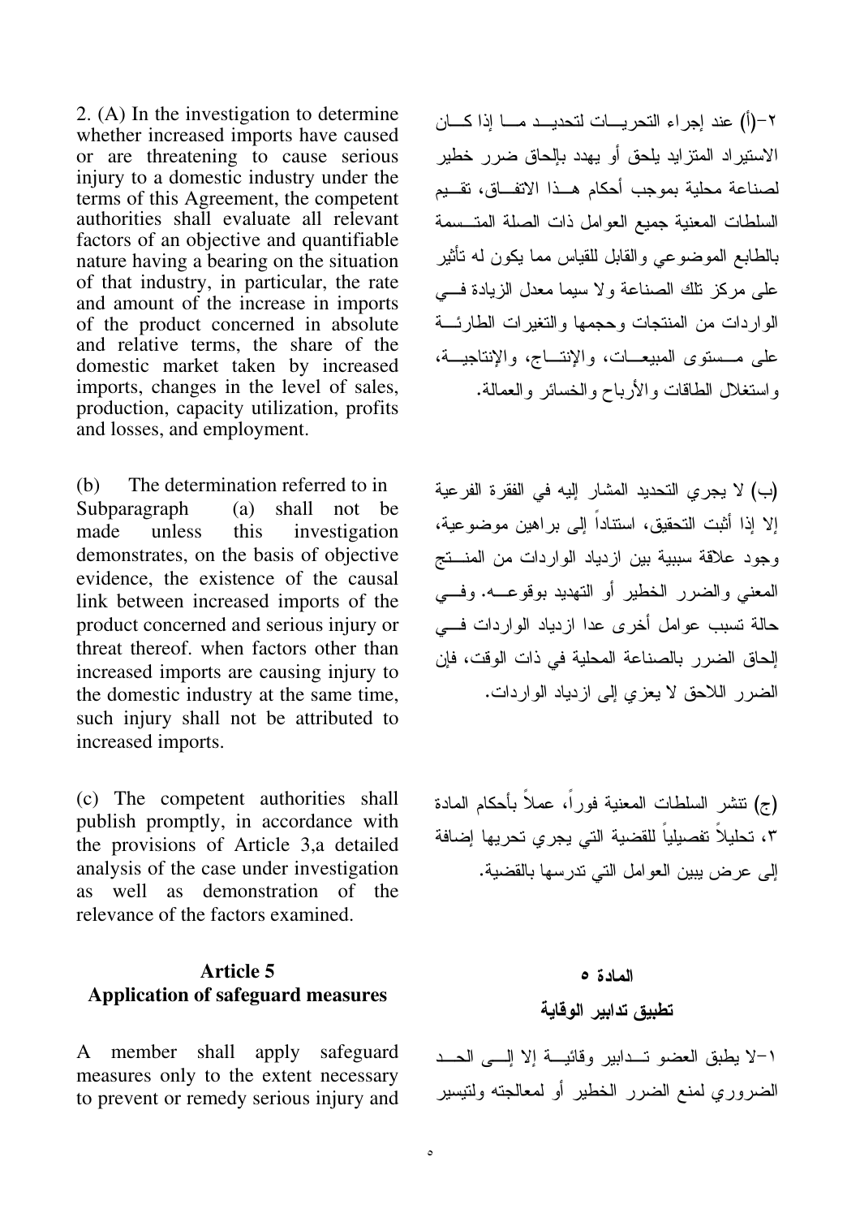2. (A) In the investigation to determine whether increased imports have caused or are threatening to cause serious injury to a domestic industry under the terms of this Agreement, the competent authorities shall evaluate all relevant factors of an objective and quantifiable nature having a bearing on the situation of that industry, in particular, the rate and amount of the increase in imports of the product concerned in absolute and relative terms, the share of the domestic market taken by increased imports, changes in the level of sales, production, capacity utilization, profits and losses, and employment.

٢-(أ) عند إجراء التحريـــات لتحديـــد مـــا إذا كـــان الاستيراد المتزايد يلحق أو يهدد بإلحاق ضرر خطير لصناعة محلية بموجب أحكام هـــذا الاتفـــاق، تقـــيم السلطات المعنية جميع العوامل ذات الصلة المتـــسمة بالطابع الموضوعي والقابل للقياس مما يكون له تأثير على مركز تلك الصناعة ولا سيما معدل الزيادة فـــي الواردات من المنتجات وحجمها والتغيرات الطارئـــة على مـــستوى المبيعـــات، والإنتـــاج، والإنتاجيـــة، واستغلال الطاقات والأرباح والخسائر والعمالة.

(b) The determination referred to in Subparagraph (a) shall not be made unless this investigation demonstrates, on the basis of objective evidence, the existence of the causal link between increased imports of the product concerned and serious injury or threat thereof. when factors other than increased imports are causing injury to the domestic industry at the same time, such injury shall not be attributed to increased imports.

(ب) لا يجري التحديد المشار إليه في الفقرة الفرعية إلا إذا أثبت التحقيق، استناداً إلى براهين موضوعية، وجود علاقة سببية بين ازدياد الواردات من المنـــتج المعني والضرر الخطير أو التهديد بوقوعـــه. وفـــي حالة تسبب عوامل أخرى عدا ازدياد الواردات فـــي إلحاق الضرر بالصناعة المحلية في ذات الوقت، فإن الضرر اللاحق لا يعزي إلى ازدياد الواردات.

(c) The competent authorities shall publish promptly, in accordance with the provisions of Article 3,a detailed analysis of the case under investigation as well as demonstration of the relevance of the factors examined.

(ج) تنشر السلطات المعنية فوراً، عملاً بأحكام المادة ٣، تحليلاً تفصيلياً للقضية التي يجري تحريها إضافة إلى عرض يبين العوامل التي تدرسها بالقضية.

## Article 5
## Application of safeguard measures

## المادة ٥
## تطبيق تدابير الوقاية

A member shall apply safeguard measures only to the extent necessary to prevent or remedy serious injury and

١-لا يطبق العضو تـــدابير وقائيـــة إلا إلـــى الحـــد الضروري لمنع الضرر الخطير أو لمعالجته ولتيسير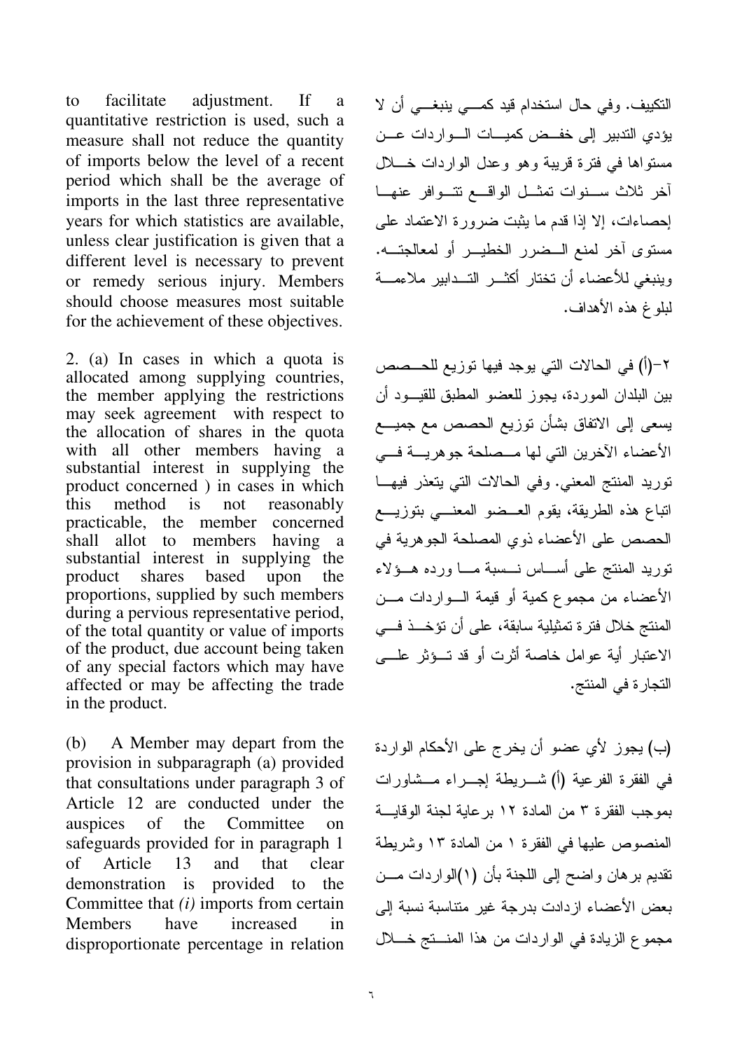to facilitate adjustment. If a quantitative restriction is used, such a measure shall not reduce the quantity of imports below the level of a recent period which shall be the average of imports in the last three representative years for which statistics are available, unless clear justification is given that a different level is necessary to prevent or remedy serious injury. Members should choose measures most suitable for the achievement of these objectives.

2. (a) In cases in which a quota is allocated among supplying countries, the member applying the restrictions may seek agreement with respect to the allocation of shares in the quota with all other members having a substantial interest in supplying the product concerned ) in cases in which this method is not reasonably practicable, the member concerned shall allot to members having a substantial interest in supplying the product shares based upon the proportions, supplied by such members during a pervious representative period, of the total quantity or value of imports of the product, due account being taken of any special factors which may have affected or may be affecting the trade in the product.

(b) A Member may depart from the provision in subparagraph (a) provided that consultations under paragraph 3 of Article 12 are conducted under the auspices of the Committee on safeguards provided for in paragraph 1 of Article 13 and that clear demonstration is provided to the Committee that *(i)* imports from certain Members have increased in disproportionate percentage in relation

التكييف. وفي حال استخدام قيد كمـي ينبغـي أن لا يؤدي التدبير إلى خفـض كميـات الـواردات عـن مستواها في فترة قريبة وهو وعدل الواردات خـلال آخر ثلاث سـنوات تمثـل الواقـع تتـوافر عنهـا إحصاءات، إلا إذا قدم ما يثبت ضرورة الاعتماد على مستوى آخر لمنع الـضرر الخطيـر أو لمعالجتـه. وينبغي للأعضاء أن تختار أكثـر التـدابير ملاءمـة لبلوغ هذه الأهداف.

٢-(أ) في الحالات التي يوجد فيها توزيع للحـصص بين البلدان الموردة، يجوز للعضو المطبق للقيـود أن يسعى إلى الاتفاق بشأن توزيع الحصص مع جميـع الأعضاء الآخرين التي لها مـصلحة جوهريـة فـي توريد المنتج المعني. وفي الحالات التي يتعذر فيهـا اتباع هذه الطريقة، يقوم العـضو المعنـي بتوزيـع الحصص على الأعضاء ذوي المصلحة الجوهرية في توريد المنتج على أسـاس نـسبة مـا ورده هـؤلاء الأعضاء من مجموع كمية أو قيمة الـواردات مـن المنتج خلال فترة تمثيلية سابقة، على أن تؤخـذ فـي الاعتبار أية عوامل خاصة أثرت أو قد تـؤثر علـى التجارة في المنتج.

(ب) يجوز لأي عضو أن يخرج على الأحكام الواردة في الفقرة الفرعية (أ) شـريطة إجـراء مـشاورات بموجب الفقرة ٣ من المادة ١٢ برعاية لجنة الوقايـة المنصوص عليها في الفقرة ١ من المادة ١٣ وشريطة تقديم برهان واضح إلى اللجنة بأن (١)الواردات مـن بعض الأعضاء ازدادت بدرجة غير متناسبة نسبة إلى مجموع الزيادة في الواردات من هذا المنـتج خـلال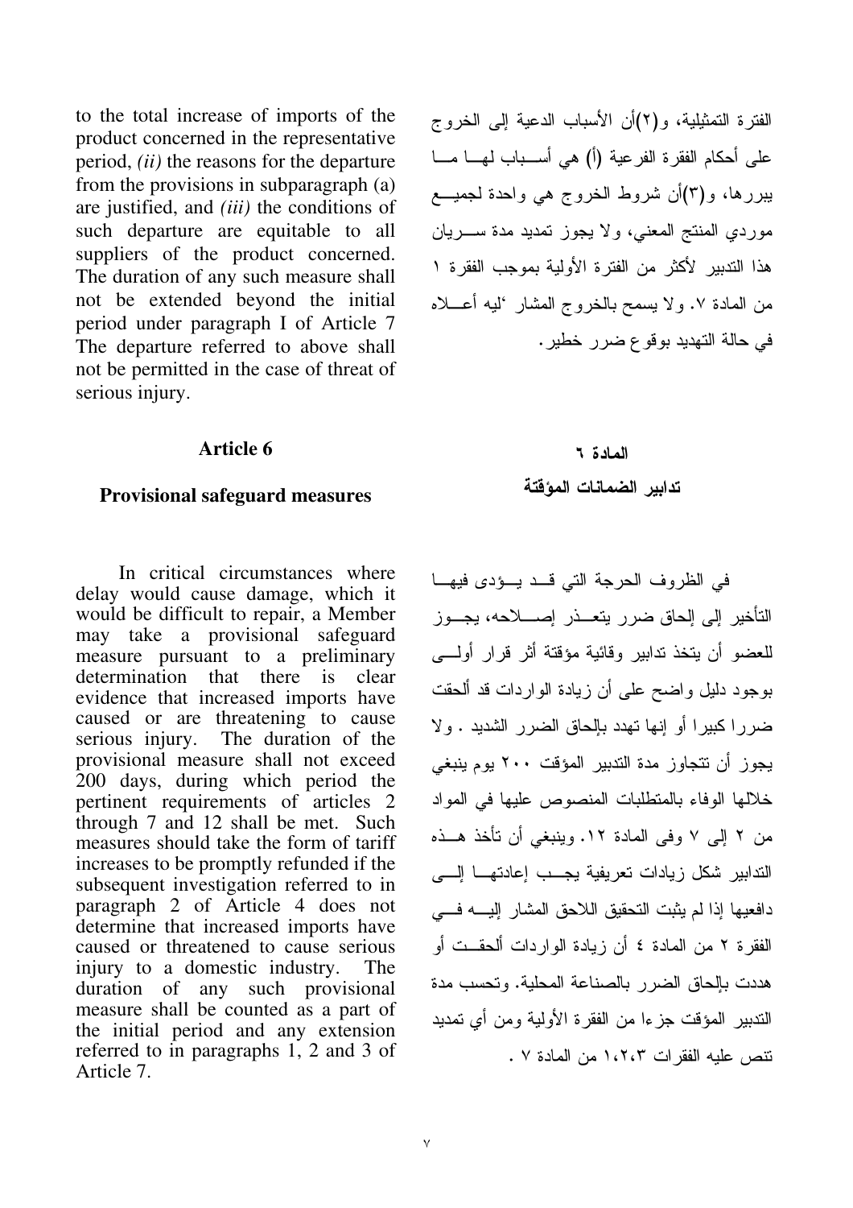to the total increase of imports of the product concerned in the representative period, *(ii)* the reasons for the departure from the provisions in subparagraph (a) are justified, and *(iii)* the conditions of such departure are equitable to all suppliers of the product concerned. The duration of any such measure shall not be extended beyond the initial period under paragraph I of Article 7 The departure referred to above shall not be permitted in the case of threat of serious injury.

الفترة التمثيلية، و(٢)أن الأسباب الدعية إلى الخروج على أحكام الفقرة الفرعية (أ) هي أسـباب لهـا مـا يبررها، و(٣)أن شروط الخروج هي واحدة لجميـع موردي المنتج المعني، ولا يجوز تمديد مدة سـريان هذا التدبير لأكثر من الفترة الأولية بموجب الفقرة ١ من المادة ٧. ولا يسمح بالخروج المشار ‘ليه أعـلاه في حالة التهديد بوقوع ضرر خطير.

## Article 6

## Provisional safeguard measures

In critical circumstances where delay would cause damage, which it would be difficult to repair, a Member may take a provisional safeguard measure pursuant to a preliminary determination that there is clear evidence that increased imports have caused or are threatening to cause serious injury. The duration of the provisional measure shall not exceed 200 days, during which period the pertinent requirements of articles 2 through 7 and 12 shall be met. Such measures should take the form of tariff increases to be promptly refunded if the subsequent investigation referred to in paragraph 2 of Article 4 does not determine that increased imports have caused or threatened to cause serious injury to a domestic industry. The duration of any such provisional measure shall be counted as a part of the initial period and any extension referred to in paragraphs 1, 2 and 3 of Article 7.

## المادة ٦

## تدابير الضمانات المؤقتة

في الظروف الحرجة التي قـد يـؤدى فيهـا التأخير إلى إلحاق ضرر يتعـذر إصـلاحه، يجـوز للعضو أن يتخذ تدابير وقائية مؤقتة أثر قرار أولـي بوجود دليل واضح على أن زيادة الواردات قد ألحقت ضررا كبيرا أو إنها تهدد بإلحاق الضرر الشديد . ولا يجوز أن تتجاوز مدة التدبير المؤقت ٢٠٠ يوم ينبغي خلالها الوفاء بالمتطلبات المنصوص عليها في المواد من ٢ إلى ٧ وفى المادة ١٢. وينبغي أن تأخذ هـذه التدابير شكل زيادات تعريفية يجـب إعادتهـا إلـى دافعيها إذا لم يثبت التحقيق اللاحق المشار إليـه فـي الفقرة ٢ من المادة ٤ أن زيادة الواردات ألحقـت أو هددت بإلحاق الضرر بالصناعة المحلية. وتحسب مدة التدبير المؤقت جزءا من الفقرة الأولية ومن أي تمديد تنص عليه الفقرات ١،٢،٣ من المادة ٧ .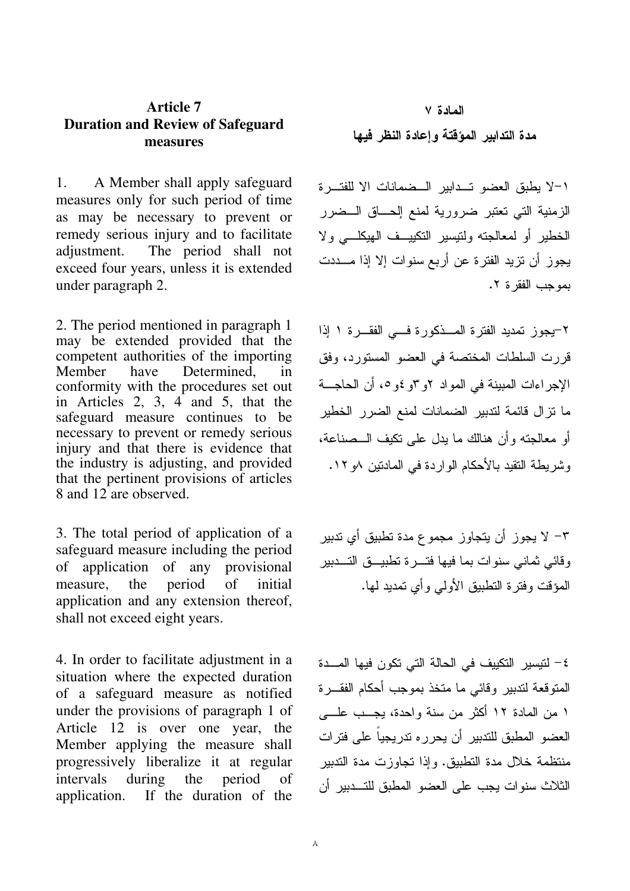## Article 7
## Duration and Review of Safeguard measures

1. A Member shall apply safeguard measures only for such period of time as may be necessary to prevent or remedy serious injury and to facilitate adjustment. The period shall not exceed four years, unless it is extended under paragraph 2.

2. The period mentioned in paragraph 1 may be extended provided that the competent authorities of the importing Member have Determined, in conformity with the procedures set out in Articles 2, 3, 4 and 5, that the safeguard measure continues to be necessary to prevent or remedy serious injury and that there is evidence that the industry is adjusting, and provided that the pertinent provisions of articles 8 and 12 are observed.

3. The total period of application of a safeguard measure including the period of application of any provisional measure, the period of initial application and any extension thereof, shall not exceed eight years.

4. In order to facilitate adjustment in a situation where the expected duration of a safeguard measure as notified under the provisions of paragraph 1 of Article 12 is over one year, the Member applying the measure shall progressively liberalize it at regular intervals during the period of application. If the duration of the

## المادة ٧
## مدة التدابير المؤقتة وإعادة النظر فيها

١-لا يطبق العضو تدابير الضمانات الا للفترة الزمنية التي تعتبر ضرورية لمنع إلحاق الضرر الخطير أو لمعالجته ولتيسير التكييف الهيكلي ولا يجوز أن تزيد الفترة عن أربع سنوات إلا إذا مددت بموجب الفقرة ٢.

٢-يجوز تمديد الفترة المذكورة في الفقرة ١ إذا قررت السلطات المختصة في العضو المستورد، وفق الإجراءات المبينة في المواد ٢و٣و٤و٥، أن الحاجة ما تزال قائمة لتدبير الضمانات لمنع الضرر الخطير أو معالجته وأن هنالك ما يدل على تكيف الصناعة، وشريطة التقيد بالأحكام الواردة في المادتين ٨و١٢.

٣- لا يجوز أن يتجاوز مجموع مدة تطبيق أي تدبير وقائي ثماني سنوات بما فيها فترة تطبيق التدبير المؤقت وفترة التطبيق الأولي وأي تمديد لها.

٤- لتيسير التكييف في الحالة التي تكون فيها المدة المتوقعة لتدبير وقائي ما متخذ بموجب أحكام الفقرة ١ من المادة ١٢ أكثر من سنة واحدة، يجب على العضو المطبق للتدبير أن يحرره تدريجياً على فترات منتظمة خلال مدة التطبيق. وإذا تجاوزت مدة التدبير الثلاث سنوات يجب على العضو المطبق للتدبير أن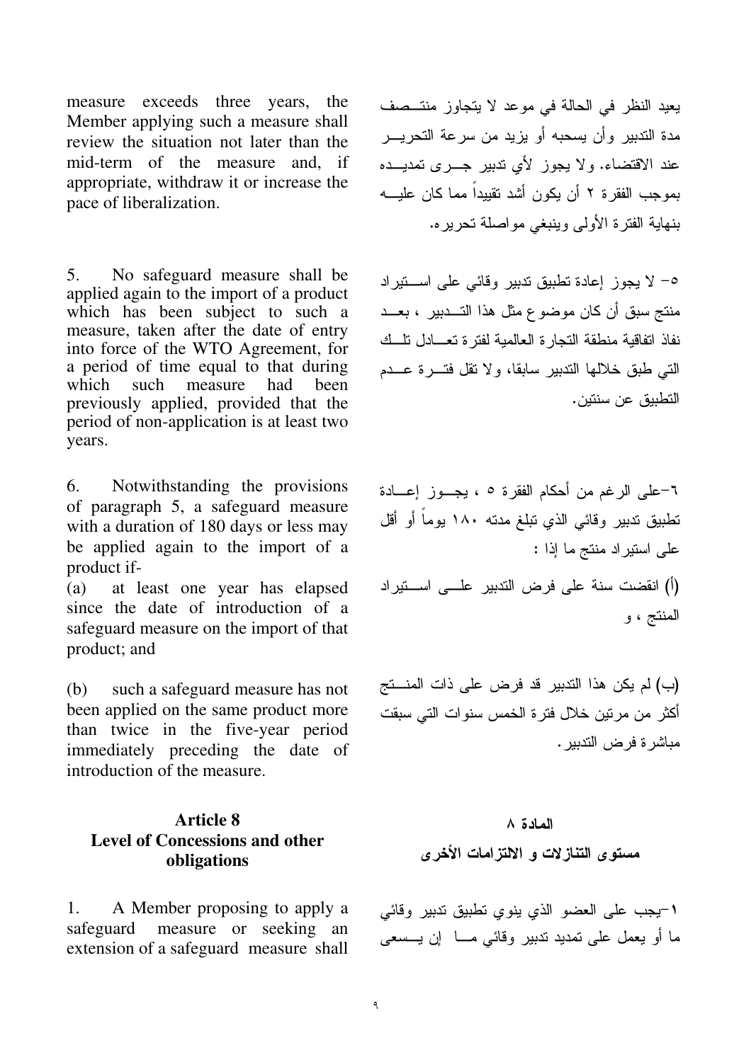measure exceeds three years, the Member applying such a measure shall review the situation not later than the mid-term of the measure and, if appropriate, withdraw it or increase the pace of liberalization.

5. No safeguard measure shall be applied again to the import of a product which has been subject to such a measure, taken after the date of entry into force of the WTO Agreement, for a period of time equal to that during which such measure had been previously applied, provided that the period of non-application is at least two years.

6. Notwithstanding the provisions of paragraph 5, a safeguard measure with a duration of 180 days or less may be applied again to the import of a product if-

(a) at least one year has elapsed since the date of introduction of a safeguard measure on the import of that product; and

(b) such a safeguard measure has not been applied on the same product more than twice in the five-year period immediately preceding the date of introduction of the measure.

## Article 8
## Level of Concessions and other obligations

1. A Member proposing to apply a safeguard measure or seeking an extension of a safeguard measure shall

يعيد النظر في الحالة في موعد لا يتجاوز منتصف مدة التدبير وأن يسحبه أو يزيد من سرعة التحرير عند الاقتضاء. ولا يجوز لأي تدبير جرى تمديده بموجب الفقرة ٢ أن يكون أشد تقييداً مما كان عليه بنهاية الفترة الأولى وينبغي مواصلة تحريره.

٥- لا يجوز إعادة تطبيق تدبير وقائي على استيراد منتج سبق أن كان موضوع مثل هذا التدبير ، بعد نفاذ اتفاقية منطقة التجارة العالمية لفترة تعادل تلك التي طبق خلالها التدبير سابقا، ولا تقل فترة عدم التطبيق عن سنتين.

٦-على الرغم من أحكام الفقرة ٥ ، يجوز إعادة تطبيق تدبير وقائي الذي تبلغ مدته ١٨٠ يوماً أو أقل على استيراد منتج ما إذا :

(أ) انقضت سنة على فرض التدبير على استيراد المنتج ، و

(ب) لم يكن هذا التدبير قد فرض على ذات المنتج أكثر من مرتين خلال فترة الخمس سنوات التي سبقت مباشرة فرض التدبير.

## المادة ٨
## مستوى التنازلات و الالتزامات الأخرى

١-يجب على العضو الذي ينوي تطبيق تدبير وقائي ما أو يعمل على تمديد تدبير وقائي ما إن يسعى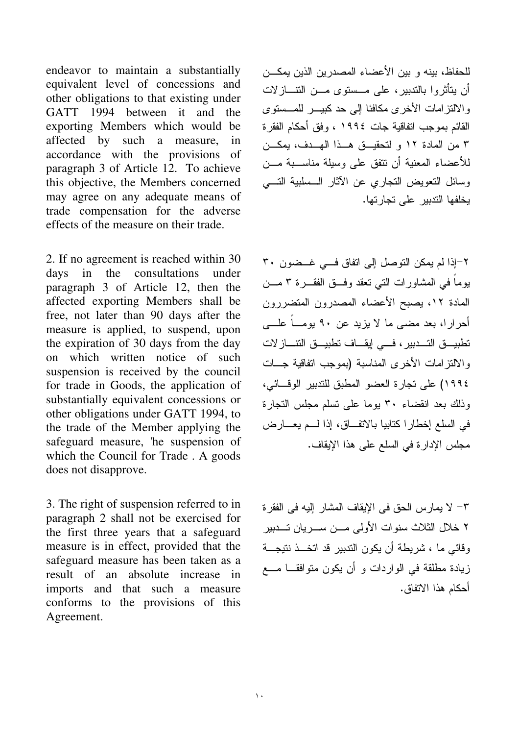endeavor to maintain a substantially equivalent level of concessions and other obligations to that existing under GATT 1994 between it and the exporting Members which would be affected by such a measure, in accordance with the provisions of paragraph 3 of Article 12. To achieve this objective, the Members concerned may agree on any adequate means of trade compensation for the adverse effects of the measure on their trade.

للحفاظ، بينه و بين الأعضاء المصدرين الذين يمكــن أن يتأثروا بالتدبير، على مــستوى مــن التنــازلات والالتزامات الأخرى مكافئا إلى حد كبيــر للمــستوى القائم بموجب اتفاقية جات ١٩٩٤ ، وفق أحكام الفقرة ٣ من المادة ١٢ و لتحقيــق هــذا الهــدف، يمكــن للأعضاء المعنية أن تتفق على وسيلة مناســبة مــن وسائل التعويض التجاري عن الآثار الــسلبية التــي يخلفها التدبير على تجارتها.

2. If no agreement is reached within 30 days in the consultations under paragraph 3 of Article 12, then the affected exporting Members shall be free, not later than 90 days after the measure is applied, to suspend, upon the expiration of 30 days from the day on which written notice of such suspension is received by the council for trade in Goods, the application of substantially equivalent concessions or other obligations under GATT 1994, to the trade of the Member applying the safeguard measure, 'he suspension of which the Council for Trade . A goods does not disapprove.

٢-إذا لم يمكن التوصل إلى اتفاق فــي غــضون ٣٠ يوماً في المشاورات التي تعقد وفــق الفقــرة ٣ مــن المادة ١٢، يصبح الأعضاء المصدرون المتضررون أحرارا، بعد مضى ما لا يزيد عن ٩٠ يومــاً علــى تطبيــق التــدبير، فــي إيقــاف تطبيــق التنــازلات والالتزامات الأخرى المناسبة (بموجب اتفاقية جــات ١٩٩٤) على تجارة العضو المطبق للتدبير الوقــائي، وذلك بعد انقضاء ٣٠ يوما على تسلم مجلس التجارة في السلع إخطارا كتابيا بالاتفــاق، إذا لــم يعــارض مجلس الإدارة في السلع على هذا الإيقاف.

3. The right of suspension referred to in paragraph 2 shall not be exercised for the first three years that a safeguard measure is in effect, provided that the safeguard measure has been taken as a result of an absolute increase in imports and that such a measure conforms to the provisions of this Agreement.

٣- لا يمارس الحق فى الإيقاف المشار إليه فى الفقرة ٢ خلال الثلاث سنوات الأولى مــن ســريان تــدبير وقائي ما ، شريطة أن يكون التدبير قد اتخــذ نتيجــة زيادة مطلقة في الواردات و أن يكون متوافقــا مــع أحكام هذا الاتفاق.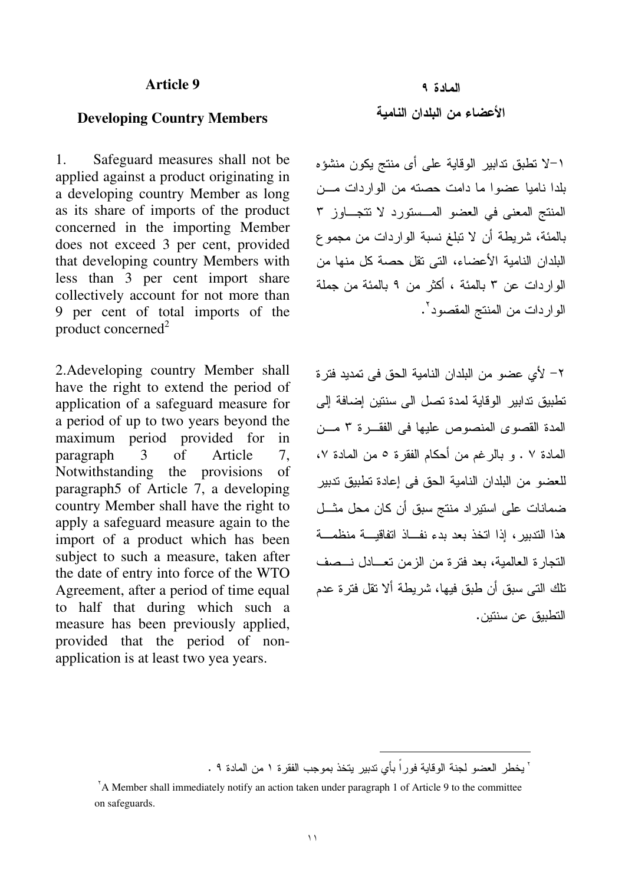## Article 9

### Developing Country Members

1. Safeguard measures shall not be applied against a product originating in a developing country Member as long as its share of imports of the product concerned in the importing Member does not exceed 3 per cent, provided that developing country Members with less than 3 per cent import share collectively account for not more than 9 per cent of total imports of the product concerned[2]

2.Adeveloping country Member shall have the right to extend the period of application of a safeguard measure for a period of up to two years beyond the maximum period provided for in paragraph 3 of Article 7, Notwithstanding the provisions of paragraph5 of Article 7, a developing country Member shall have the right to apply a safeguard measure again to the import of a product which has been subject to such a measure, taken after the date of entry into force of the WTO Agreement, after a period of time equal to half that during which such a measure has been previously applied, provided that the period of non-application is at least two yea years.

## المادة ٩

### الأعضاء من البلدان النامية

١-لا تطبق تدابير الوقاية على أى منتج يكون منشؤه بلدا ناميا عضوا ما دامت حصته من الواردات من المنتج المعنى في العضو المستورد لا تتجاوز ٣ بالمئة، شريطة أن لا تبلغ نسبة الواردات من مجموع البلدان النامية الأعضاء، التى تقل حصة كل منها من الواردات عن ٣ بالمئة ، أكثر من ٩ بالمئة من جملة الواردات من المنتج المقصود[٢].

٢- لأي عضو من البلدان النامية الحق فى تمديد فترة تطبيق تدابير الوقاية لمدة تصل الى سنتين إضافة إلى المدة القصوى المنصوص عليها فى الفقرة ٣ من المادة ٧ . و بالرغم من أحكام الفقرة ٥ من المادة ٧، للعضو من البلدان النامية الحق فى إعادة تطبيق تدبير ضمانات على استيراد منتج سبق أن كان محل مثل هذا التدبير، إذا اتخذ بعد بدء نفاذ اتفاقية منظمة التجارة العالمية، بعد فترة من الزمن تعادل نصف تلك التى سبق أن طبق فيها، شريطة ألا تقل فترة عدم التطبيق عن سنتين.

---

[٢] يخطر العضو لجنة الوقاية فوراً بأي تدبير يتخذ بموجب الفقرة ١ من المادة ٩ .

[2] A Member shall immediately notify an action taken under paragraph 1 of Article 9 to the committee on safeguards.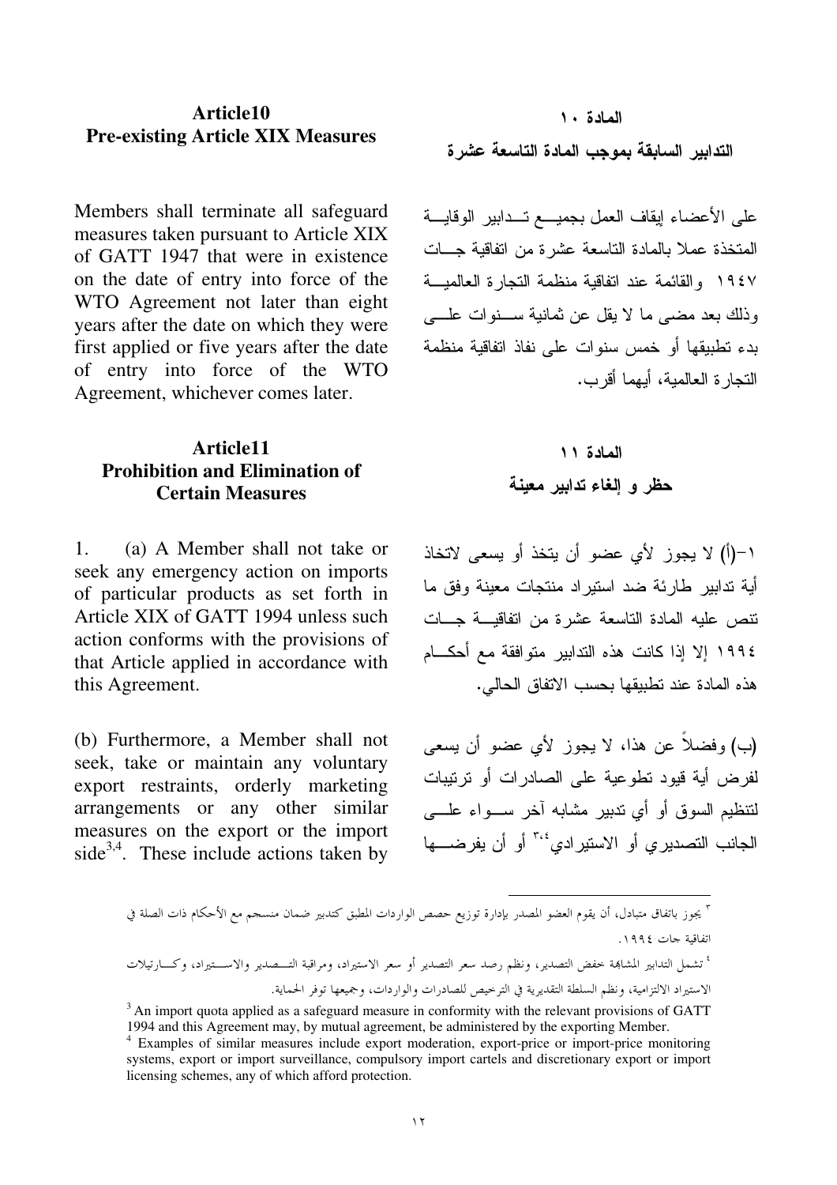## Article10
## Pre-existing Article XIX Measures

Members shall terminate all safeguard measures taken pursuant to Article XIX of GATT 1947 that were in existence on the date of entry into force of the WTO Agreement not later than eight years after the date on which they were first applied or five years after the date of entry into force of the WTO Agreement, whichever comes later.

## Article11
## Prohibition and Elimination of Certain Measures

1. (a) A Member shall not take or seek any emergency action on imports of particular products as set forth in Article XIX of GATT 1994 unless such action conforms with the provisions of that Article applied in accordance with this Agreement.

(b) Furthermore, a Member shall not seek, take or maintain any voluntary export restraints, orderly marketing arrangements or any other similar measures on the export or the import side[3,4]. These include actions taken by

## المادة ١٠
## التدابير السابقة بموجب المادة التاسعة عشرة

على الأعضاء إيقاف العمل بجميع تدابير الوقاية المتخذة عملا بالمادة التاسعة عشرة من اتفاقية جات ١٩٤٧ والقائمة عند اتفاقية منظمة التجارة العالمية وذلك بعد مضى ما لا يقل عن ثمانية سنوات على بدء تطبيقها أو خمس سنوات على نفاذ اتفاقية منظمة التجارة العالمية، أيهما أقرب.

## المادة ١١
## حظر و إلغاء تدابير معينة

١-(أ) لا يجوز لأي عضو أن يتخذ أو يسعى لاتخاذ أية تدابير طارئة ضد استيراد منتجات معينة وفق ما تنص عليه المادة التاسعة عشرة من اتفاقية جات ١٩٩٤ إلا إذا كانت هذه التدابير متوافقة مع أحكام هذه المادة عند تطبيقها بحسب الاتفاق الحالي.

(ب) وفضلاً عن هذا، لا يجوز لأي عضو أن يسعى لفرض أية قيود تطوعية على الصادرات أو ترتيبات لتنظيم السوق أو أي تدبير مشابه آخر سواء على الجانب التصديري أو الاستيرادي[٣،٤] أو أن يفرضها

---

[٣] يجوز باتفاق متبادل، أن يقوم العضو المصدر بإدارة توزيع حصص الواردات المطبق كتدبير ضمان منسجم مع الأحكام ذات الصلة في اتفاقية جات ١٩٩٤.

[٤] تشمل التدابير المشابهة خفض التصدير، ونظم رصد سعر التصدير أو سعر الاستيراد، ومراقبة التصدير والاستيراد، وكارتيلات الاستيراد الالتزامية، ونظم السلطة التقديرية في الترخيص للصادرات والواردات، وجميعها توفر الحماية.

[3] An import quota applied as a safeguard measure in conformity with the relevant provisions of GATT 1994 and this Agreement may, by mutual agreement, be administered by the exporting Member.

[4] Examples of similar measures include export moderation, export-price or import-price monitoring systems, export or import surveillance, compulsory import cartels and discretionary export or import licensing schemes, any of which afford protection.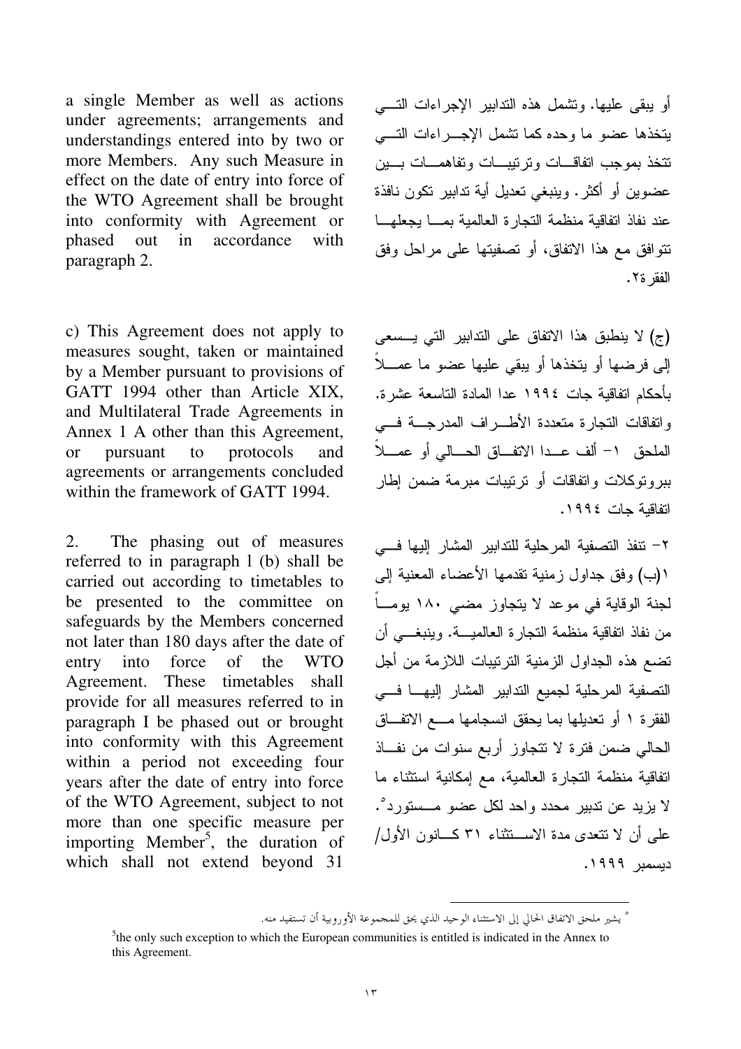a single Member as well as actions under agreements; arrangements and understandings entered into by two or more Members. Any such Measure in effect on the date of entry into force of the WTO Agreement shall be brought into conformity with Agreement or phased out in accordance with paragraph 2.

أو يبقى عليها. وتشمل هذه التدابير الإجراءات التي يتخذها عضو ما وحده كما تشمل الإجراءات التي تتخذ بموجب اتفاقات وترتيبات وتفاهمات بين عضوين أو أكثر. وينبغي تعديل أية تدابير تكون نافذة عند نفاذ اتفاقية منظمة التجارة العالمية بما يجعلها تتوافق مع هذا الاتفاق، أو تصفيتها على مراحل وفق الفقرة٢.

c) This Agreement does not apply to measures sought, taken or maintained by a Member pursuant to provisions of GATT 1994 other than Article XIX, and Multilateral Trade Agreements in Annex 1 A other than this Agreement, or pursuant to protocols and agreements or arrangements concluded within the framework of GATT 1994.

(ج) لا ينطبق هذا الاتفاق على التدابير التي يسعى إلى فرضها أو يتخذها أو يبقي عليها عضو ما عملاً بأحكام اتفاقية جات ١٩٩٤ عدا المادة التاسعة عشرة. واتفاقات التجارة متعددة الأطراف المدرجة في الملحق ١- ألف عدا الاتفاق الحالي أو عملاً ببروتوكلات واتفاقات أو ترتيبات مبرمة ضمن إطار اتفاقية جات ١٩٩٤.

2. The phasing out of measures referred to in paragraph l (b) shall be carried out according to timetables to be presented to the committee on safeguards by the Members concerned not later than 180 days after the date of entry into force of the WTO Agreement. These timetables shall provide for all measures referred to in paragraph I be phased out or brought into conformity with this Agreement within a period not exceeding four years after the date of entry into force of the WTO Agreement, subject to not more than one specific measure per importing Member[5], the duration of which shall not extend beyond 31

٢- تنفذ التصفية المرحلية للتدابير المشار إليها في ١(ب) وفق جداول زمنية تقدمها الأعضاء المعنية إلى لجنة الوقاية في موعد لا يتجاوز مضي ١٨٠ يوماً من نفاذ اتفاقية منظمة التجارة العالمية. وينبغي أن تضع هذه الجداول الزمنية الترتيبات اللازمة من أجل التصفية المرحلية لجميع التدابير المشار إليها في الفقرة ١ أو تعديلها بما يحقق انسجامها مع الاتفاق الحالي ضمن فترة لا تتجاوز أربع سنوات من نفاذ اتفاقية منظمة التجارة العالمية، مع إمكانية استثناء ما لا يزيد عن تدبير محدد واحد لكل عضو مستورد[٥]. على أن لا تتعدى مدة الاستثناء ٣١ كانون الأول/ ديسمبر ١٩٩٩.

---

[٥] يشير ملحق الاتفاق الحالي إلى الاستثناء الوحيد الذي يحق للمجموعة الأوروبية أن تستفيد منه.

[5] the only such exception to which the European communities is entitled is indicated in the Annex to this Agreement.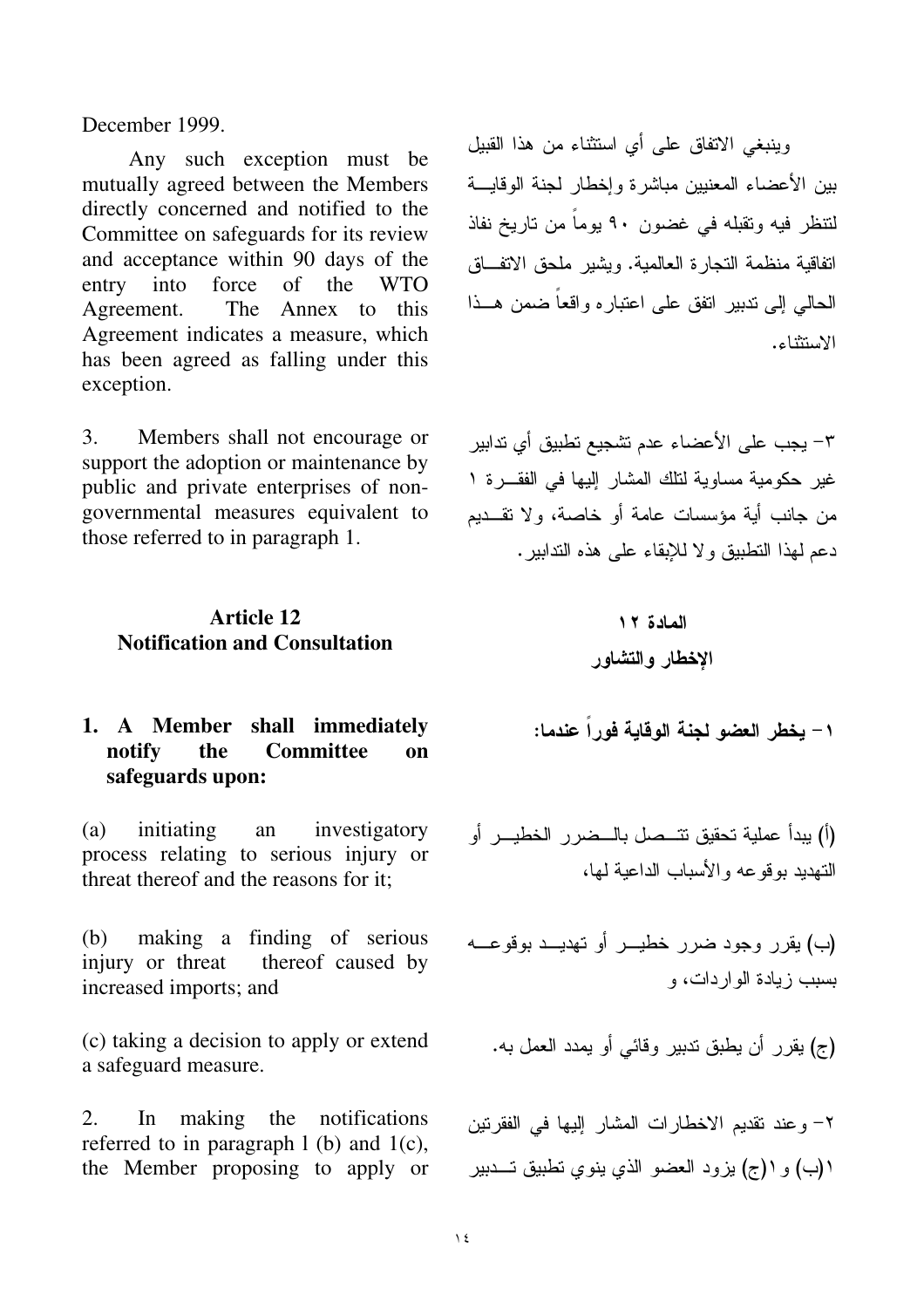December 1999.

Any such exception must be mutually agreed between the Members directly concerned and notified to the Committee on safeguards for its review and acceptance within 90 days of the entry into force of the WTO Agreement. The Annex to this Agreement indicates a measure, which has been agreed as falling under this exception.

وينبغي الاتفاق على أي استثناء من هذا القبيل بين الأعضاء المعنيين مباشرة وإخطار لجنة الوقاية لتنظر فيه وتقبله في غضون ٩٠ يوماً من تاريخ نفاذ اتفاقية منظمة التجارة العالمية. ويشير ملحق الاتفاق الحالي إلى تدبير اتفق على اعتباره واقعاً ضمن هذا الاستثناء.

3. Members shall not encourage or support the adoption or maintenance by public and private enterprises of non-governmental measures equivalent to those referred to in paragraph 1.

٣- يجب على الأعضاء عدم تشجيع تطبيق أي تدابير غير حكومية مساوية لتلك المشار إليها في الفقرة ١ من جانب أية مؤسسات عامة أو خاصة، ولا تقديم دعم لهذا التطبيق ولا للإبقاء على هذه التدابير.

## Article 12
## Notification and Consultation

## المادة ١٢
## الإخطار والتشاور

**1. A Member shall immediately notify the Committee on safeguards upon:**

**١- يخطر العضو لجنة الوقاية فوراً عندما:**

(a) initiating an investigatory process relating to serious injury or threat thereof and the reasons for it;

(أ) يبدأ عملية تحقيق تتصل بالضرر الخطير أو التهديد بوقوعه والأسباب الداعية لها،

(b) making a finding of serious injury or threat thereof caused by increased imports; and

(ب) يقرر وجود ضرر خطير أو تهديد بوقوعه بسبب زيادة الواردات، و

(c) taking a decision to apply or extend a safeguard measure.

(ج) يقرر أن يطبق تدبير وقائي أو يمدد العمل به.

2. In making the notifications referred to in paragraph l (b) and 1(c), the Member proposing to apply or

٢- وعند تقديم الاخطارات المشار إليها في الفقرتين ١(ب) و١(ج) يزود العضو الذي ينوي تطبيق تدبير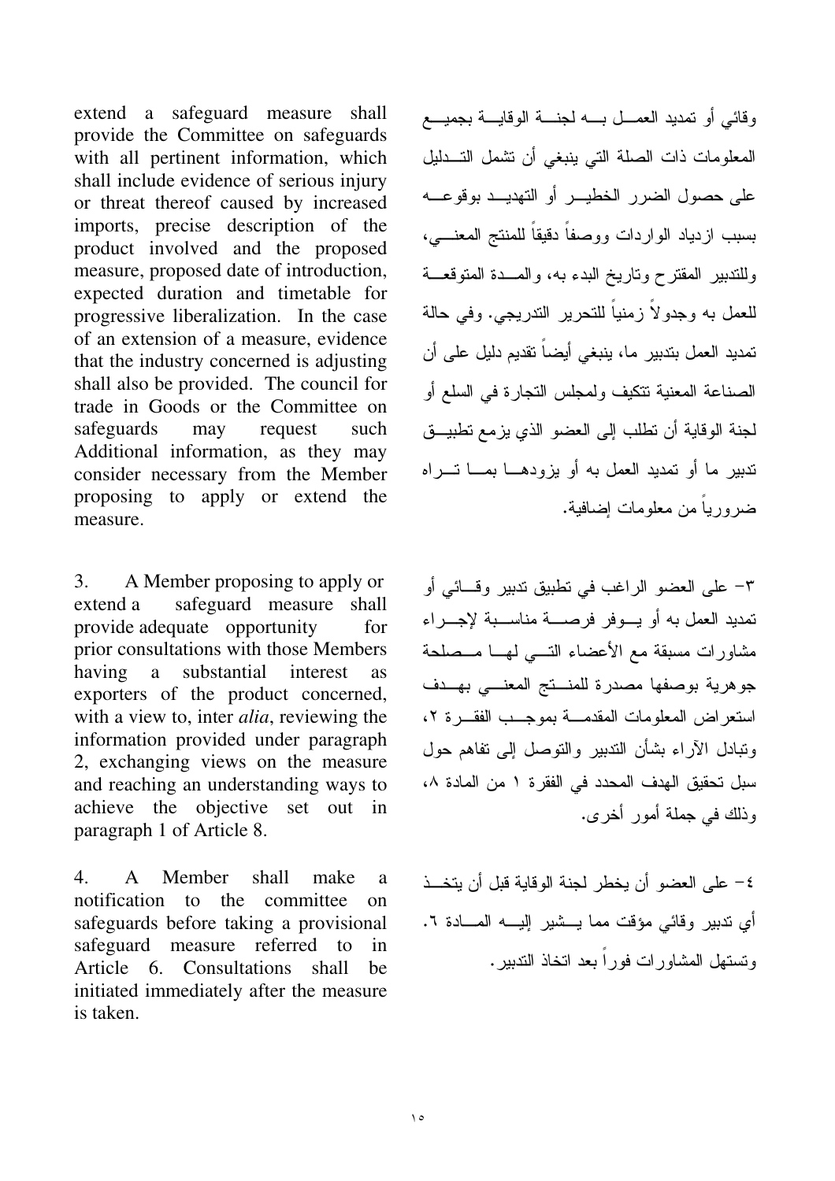extend a safeguard measure shall provide the Committee on safeguards with all pertinent information, which shall include evidence of serious injury or threat thereof caused by increased imports, precise description of the product involved and the proposed measure, proposed date of introduction, expected duration and timetable for progressive liberalization. In the case of an extension of a measure, evidence that the industry concerned is adjusting shall also be provided. The council for trade in Goods or the Committee on safeguards may request such Additional information, as they may consider necessary from the Member proposing to apply or extend the measure.

وقائي أو تمديد العمل به لجنة الوقاية بجميع المعلومات ذات الصلة التي ينبغي أن تشمل الدليل على حصول الضرر الخطير أو التهديد بوقوعه بسبب ازدياد الواردات ووصفاً دقيقاً للمنتج المعني، وللتدبير المقترح وتاريخ البدء به، والمدة المتوقعة للعمل به وجدولاً زمنياً للتحرير التدريجي. وفي حالة تمديد العمل بتدبير ما، ينبغي أيضاً تقديم دليل على أن الصناعة المعنية تتكيف ولمجلس التجارة في السلع أو لجنة الوقاية أن تطلب إلى العضو الذي يزمع تطبيق تدبير ما أو تمديد العمل به أو يزودها بما تراه ضرورياً من معلومات إضافية.

3. A Member proposing to apply or extend a safeguard measure shall provide adequate opportunity for prior consultations with those Members having a substantial interest as exporters of the product concerned, with a view to, inter *alia*, reviewing the information provided under paragraph 2, exchanging views on the measure and reaching an understanding ways to achieve the objective set out in paragraph 1 of Article 8.

٣- على العضو الراغب في تطبيق تدبير وقائي أو تمديد العمل به أو يوفر فرصة مناسبة لإجراء مشاورات مسبقة مع الأعضاء التي لها مصلحة جوهرية بوصفها مصدرة للمنتج المعني بهدف استعراض المعلومات المقدمة بموجب الفقرة ٢، وتبادل الآراء بشأن التدبير والتوصل إلى تفاهم حول سبل تحقيق الهدف المحدد في الفقرة ١ من المادة ٨، وذلك في جملة أمور أخرى.

4. A Member shall make a notification to the committee on safeguards before taking a provisional safeguard measure referred to in Article 6. Consultations shall be initiated immediately after the measure is taken.

٤- على العضو أن يخطر لجنة الوقاية قبل أن يتخذ أي تدبير وقائي مؤقت مما يشير إليه المادة ٦. وتستهل المشاورات فوراً بعد اتخاذ التدبير.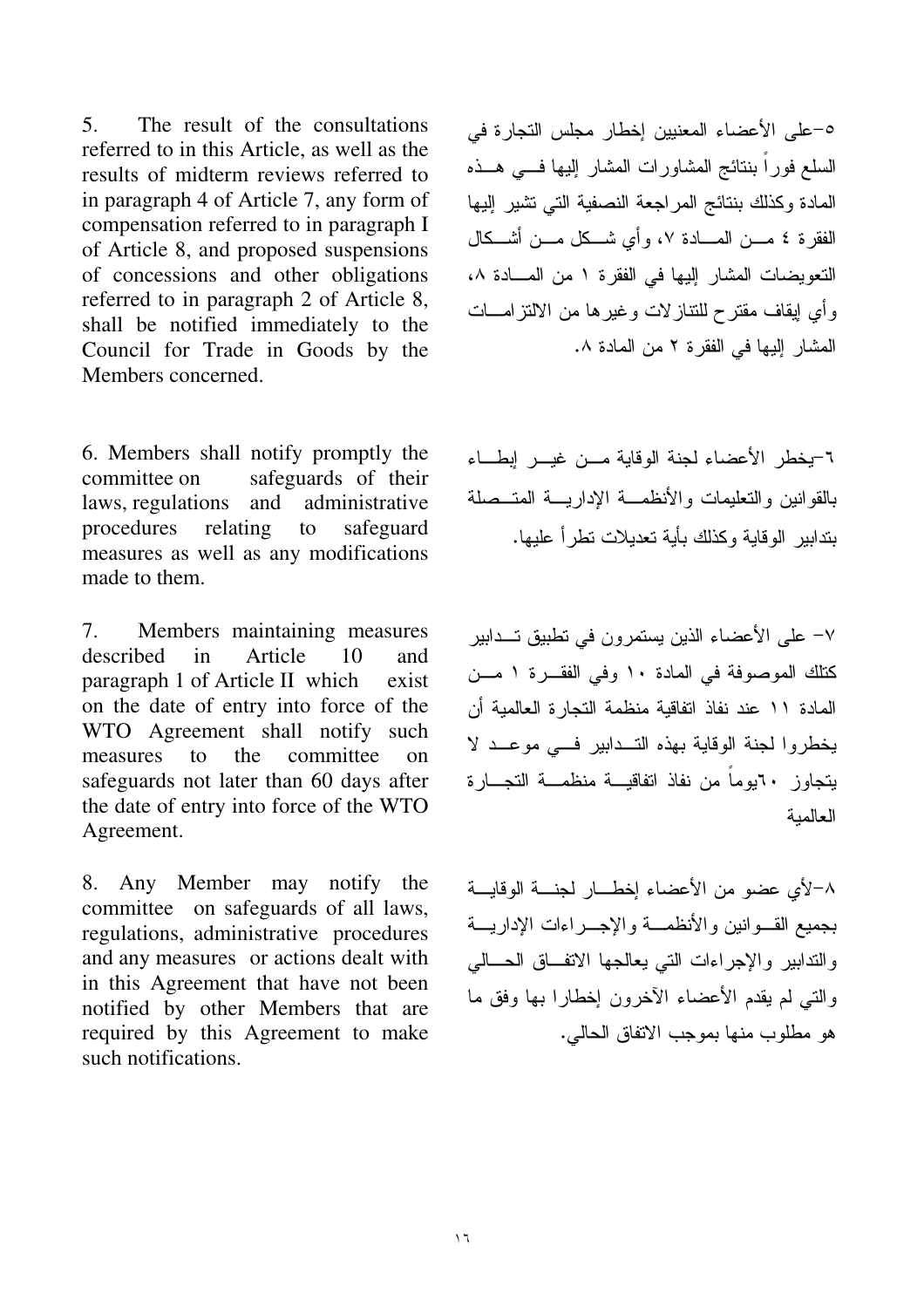5. The result of the consultations referred to in this Article, as well as the results of midterm reviews referred to in paragraph 4 of Article 7, any form of compensation referred to in paragraph I of Article 8, and proposed suspensions of concessions and other obligations referred to in paragraph 2 of Article 8, shall be notified immediately to the Council for Trade in Goods by the Members concerned.

٥-على الأعضاء المعنيين إخطار مجلس التجارة في السلع فوراً بنتائج المشاورات المشار إليها في هذه المادة وكذلك بنتائج المراجعة النصفية التي تشير إليها الفقرة ٤ من المادة ٧، وأي شكل من أشكال التعويضات المشار إليها في الفقرة ١ من المادة ٨، وأي إيقاف مقترح للتنازلات وغيرها من الالتزامات المشار إليها في الفقرة ٢ من المادة ٨.

6. Members shall notify promptly the committee on safeguards of their laws, regulations and administrative procedures relating to safeguard measures as well as any modifications made to them.

٦-يخطر الأعضاء لجنة الوقاية من غير إبطاء بالقوانين والتعليمات والأنظمة الإدارية المتصلة بتدابير الوقاية وكذلك بأية تعديلات تطرأ عليها.

7. Members maintaining measures described in Article 10 and paragraph 1 of Article II which exist on the date of entry into force of the WTO Agreement shall notify such measures to the committee on safeguards not later than 60 days after the date of entry into force of the WTO Agreement.

٧- على الأعضاء الذين يستمرون في تطبيق تدابير كتلك الموصوفة في المادة ١٠ وفي الفقرة ١ من المادة ١١ عند نفاذ اتفاقية منظمة التجارة العالمية أن يخطروا لجنة الوقاية بهذه التدابير في موعد لا يتجاوز ٦٠يوماً من نفاذ اتفاقية منظمة التجارة العالمية

8. Any Member may notify the committee on safeguards of all laws, regulations, administrative procedures and any measures or actions dealt with in this Agreement that have not been notified by other Members that are required by this Agreement to make such notifications.

٨-لأي عضو من الأعضاء إخطار لجنة الوقاية بجميع القوانين والأنظمة والإجراءات الإدارية والتدابير والإجراءات التي يعالجها الاتفاق الحالي والتي لم يقدم الأعضاء الآخرون إخطارا بها وفق ما هو مطلوب منها بموجب الاتفاق الحالي.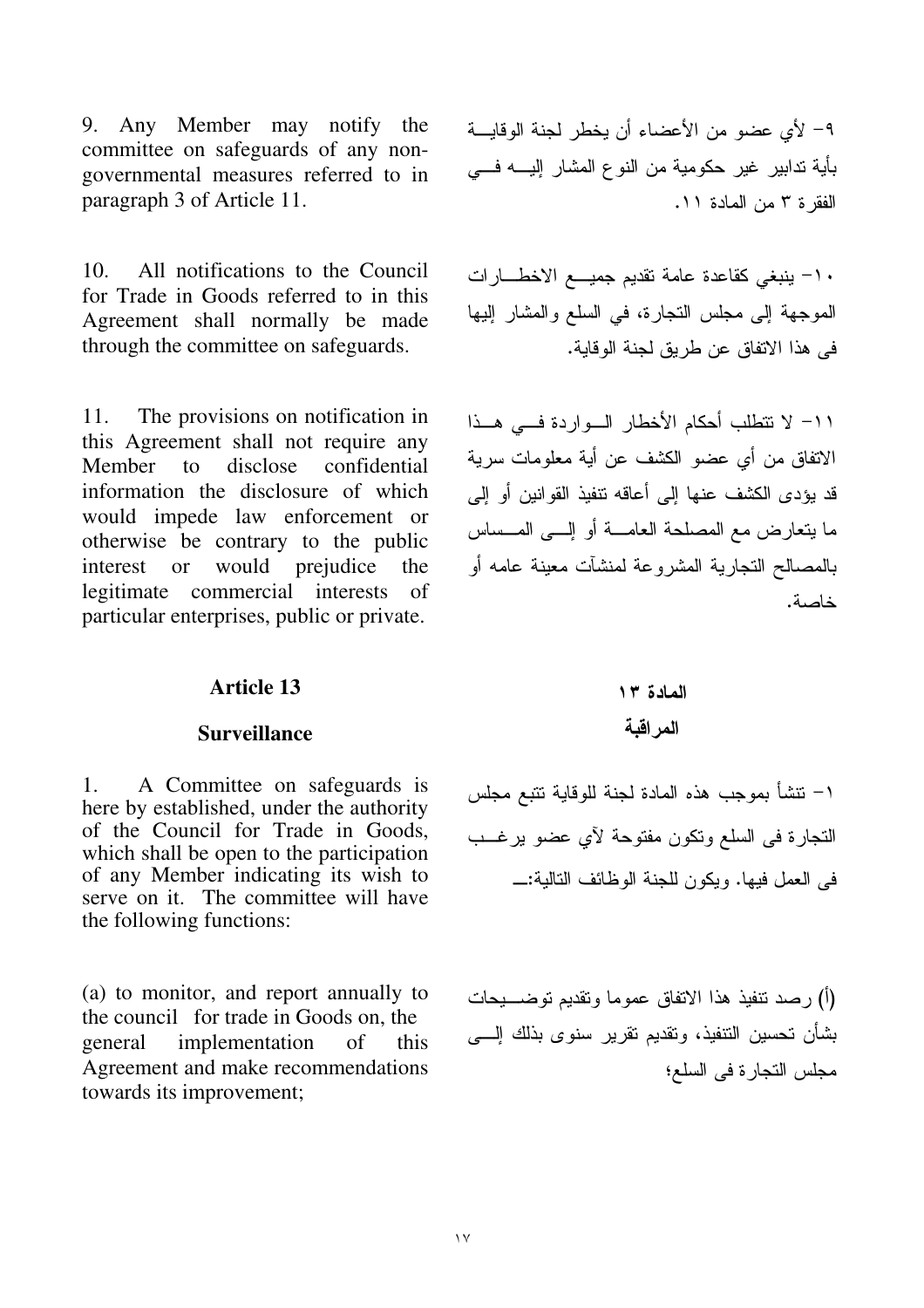9. Any Member may notify the committee on safeguards of any non-governmental measures referred to in paragraph 3 of Article 11.

٩- لأي عضو من الأعضاء أن يخطر لجنة الوقاية بأية تدابير غير حكومية من النوع المشار إليه في الفقرة ٣ من المادة ١١.

10. All notifications to the Council for Trade in Goods referred to in this Agreement shall normally be made through the committee on safeguards.

١٠- ينبغي كقاعدة عامة تقديم جميع الاخطارات الموجهة إلى مجلس التجارة، في السلع والمشار إليها فى هذا الاتفاق عن طريق لجنة الوقاية.

11. The provisions on notification in this Agreement shall not require any Member to disclose confidential information the disclosure of which would impede law enforcement or otherwise be contrary to the public interest or would prejudice the legitimate commercial interests of particular enterprises, public or private.

١١- لا تتطلب أحكام الأخطار الواردة في هذا الاتفاق من أي عضو الكشف عن أية معلومات سرية قد يؤدى الكشف عنها إلى أعاقه تنفيذ القوانين أو إلى ما يتعارض مع المصلحة العامة أو إلى المساس بالمصالح التجارية المشروعة لمنشآت معينة عامه أو خاصة.

## Article 13

## المادة ١٣

### Surveillance

### المراقبة

1. A Committee on safeguards is here by established, under the authority of the Council for Trade in Goods, which shall be open to the participation of any Member indicating its wish to serve on it. The committee will have the following functions:

١- تنشأ بموجب هذه المادة لجنة للوقاية تتبع مجلس التجارة فى السلع وتكون مفتوحة لآي عضو يرغب فى العمل فيها. ويكون للجنة الوظائف التالية:ـ

(a) to monitor, and report annually to the council for trade in Goods on, the general implementation of this Agreement and make recommendations towards its improvement;

(أ) رصد تنفيذ هذا الاتفاق عموما وتقديم توضيحات بشأن تحسين التنفيذ، وتقديم تقرير سنوى بذلك إلى مجلس التجارة فى السلع؛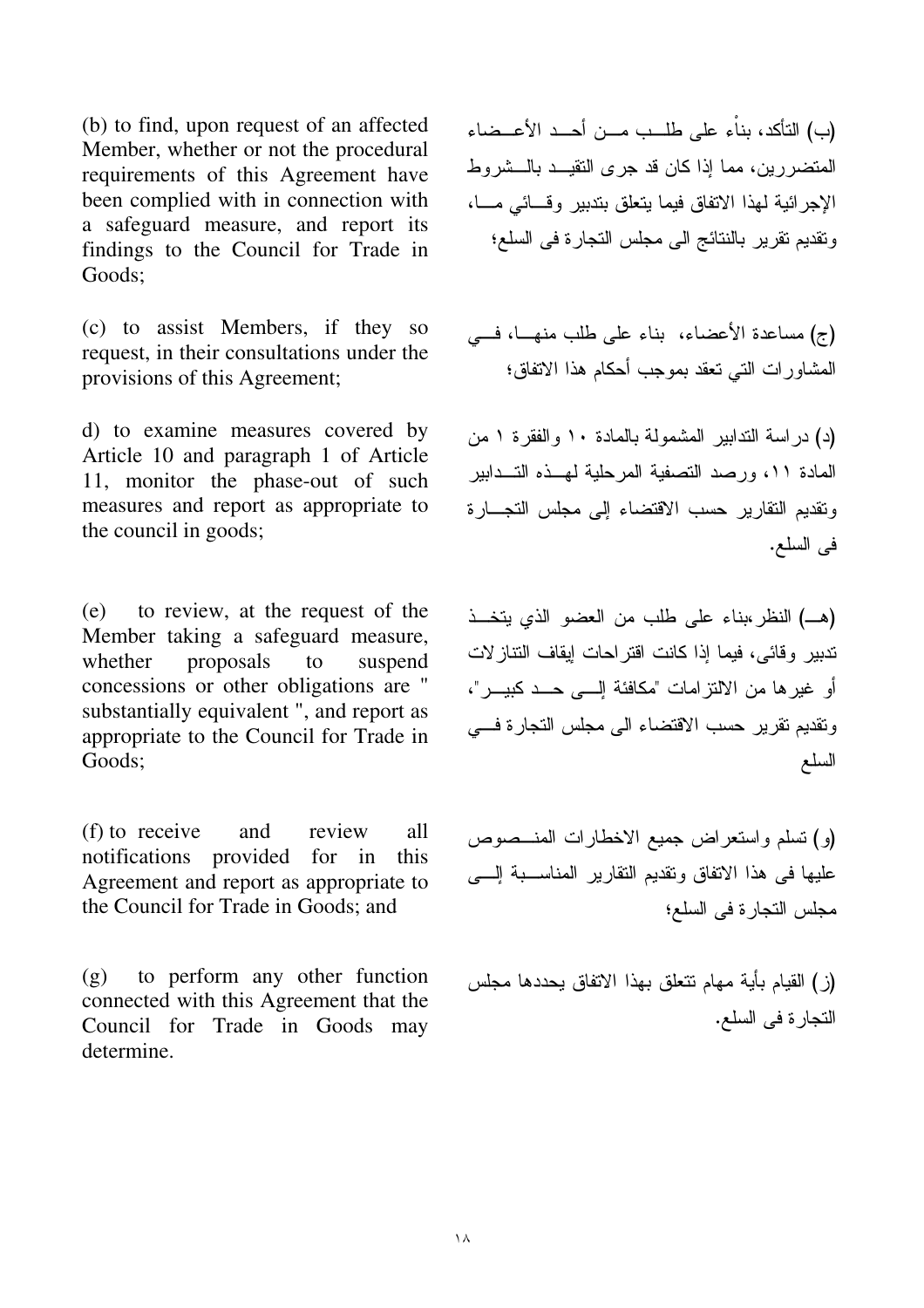(b) to find, upon request of an affected Member, whether or not the procedural requirements of this Agreement have been complied with in connection with a safeguard measure, and report its findings to the Council for Trade in Goods;

(ب) التأكد، بناْء على طلب من أحد الأعضاء المتضررين، مما إذا كان قد جرى التقيد بالشروط الإجرائية لهذا الاتفاق فيما يتعلق بتدبير وقائي ما، وتقديم تقرير بالنتائج الى مجلس التجارة فى السلع؛

(c) to assist Members, if they so request, in their consultations under the provisions of this Agreement;

(ج) مساعدة الأعضاء، بناء على طلب منها، في المشاورات التي تعقد بموجب أحكام هذا الاتفاق؛

d) to examine measures covered by Article 10 and paragraph 1 of Article 11, monitor the phase-out of such measures and report as appropriate to the council in goods;

(د) دراسة التدابير المشمولة بالمادة ١٠ والفقرة ١ من المادة ١١، ورصد التصفية المرحلية لهذه التدابير وتقديم التقارير حسب الاقتضاء إلى مجلس التجارة فى السلع.

(e) to review, at the request of the Member taking a safeguard measure, whether proposals to suspend concessions or other obligations are " substantially equivalent ", and report as appropriate to the Council for Trade in Goods;

(هـ) النظر،بناء على طلب من العضو الذي يتخذ تدبير وقائى، فيما إذا كانت اقتراحات إيقاف التنازلات أو غيرها من الالتزامات "مكافئة إلى حد كبير"، وتقديم تقرير حسب الاقتضاء الى مجلس التجارة في السلع

(f) to receive and review all notifications provided for in this Agreement and report as appropriate to the Council for Trade in Goods; and

(و) تسلم واستعراض جميع الاخطارات المنصوص عليها فى هذا الاتفاق وتقديم التقارير المناسبة إلى مجلس التجارة فى السلع؛

(g) to perform any other function connected with this Agreement that the Council for Trade in Goods may determine.

(ز) القيام بأية مهام تتعلق بهذا الاتفاق يحددها مجلس التجارة فى السلع.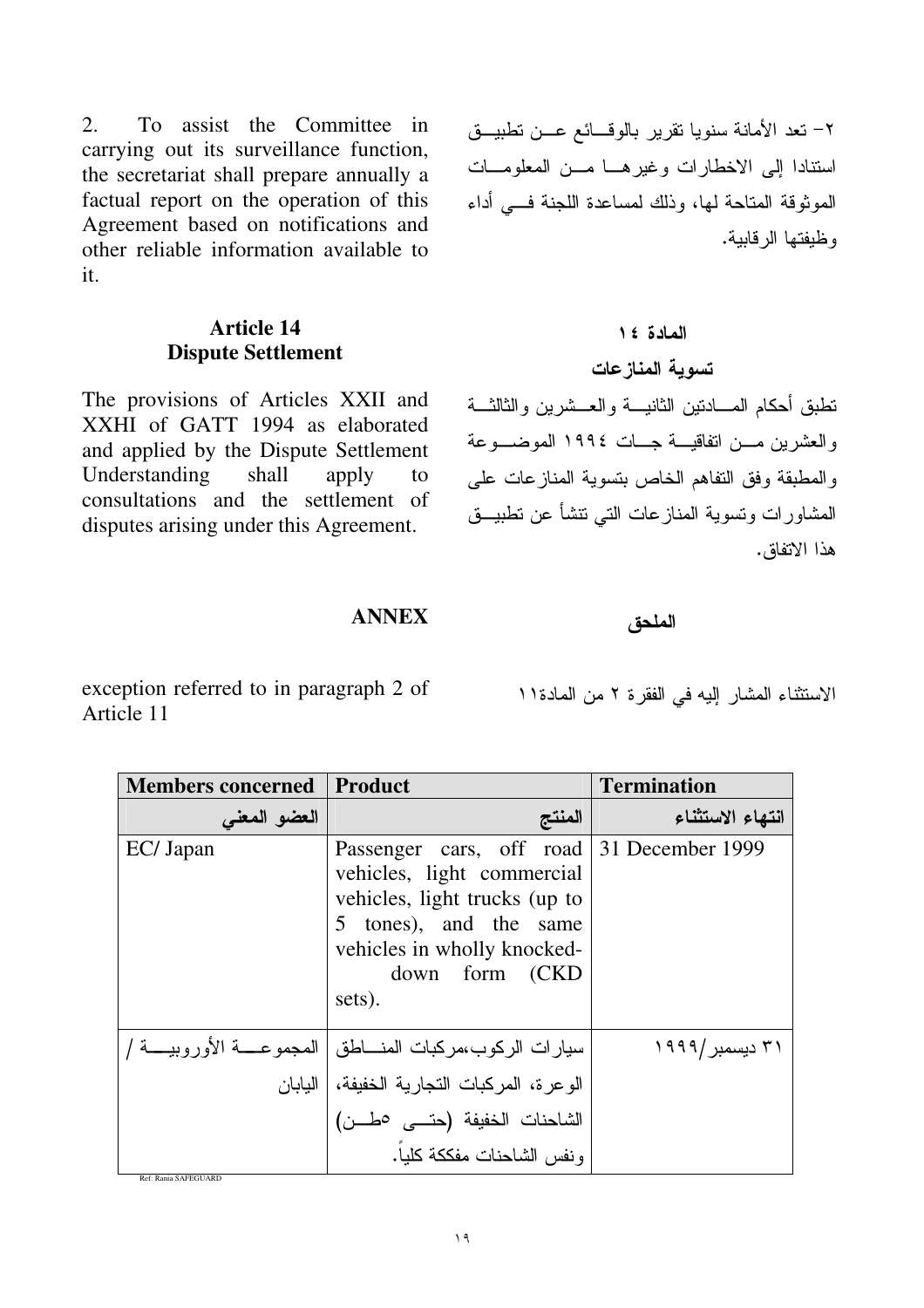2. To assist the Committee in carrying out its surveillance function, the secretariat shall prepare annually a factual report on the operation of this Agreement based on notifications and other reliable information available to it.

٢- تعد الأمانة سنويا تقرير بالوقائع عن تطبيق استنادا إلى الاخطارات وغيرها من المعلومات الموثوقة المتاحة لها، وذلك لمساعدة اللجنة في أداء وظيفتها الرقابية.

## Article 14
## Dispute Settlement

The provisions of Articles XXII and XXHI of GATT 1994 as elaborated and applied by the Dispute Settlement Understanding shall apply to consultations and the settlement of disputes arising under this Agreement.

## المادة ١٤
## تسوية المنازعات

تطبق أحكام المادتين الثانية والعشرين والثالثة والعشرين من اتفاقية جات ١٩٩٤ الموضوعة والمطبقة وفق التفاهم الخاص بتسوية المنازعات على المشاورات وتسوية المنازعات التي تنشأ عن تطبيق هذا الاتفاق.

## ANNEX

## الملحق

exception referred to in paragraph 2 of Article 11

الاستثناء المشار إليه في الفقرة ٢ من المادة١١

| Members concerned | Product | Termination |
|---|---|---|
| العضو المعني | المنتج | انتهاء الاستثناء |
| EC/ Japan | Passenger cars, off road vehicles, light commercial vehicles, light trucks (up to 5 tones), and the same vehicles in wholly knocked-down form (CKD sets). | 31 December 1999 |
| المجموعة الأوروبية / اليابان | سيارات الركوب،مركبات المناطق الوعرة، المركبات التجارية الخفيفة، الشاحنات الخفيفة (حتى ٥طن) ونفس الشاحنات مفككة كلياً. | ٣١ ديسمبر/١٩٩٩ |

Ref: Rania SAFEGUARD